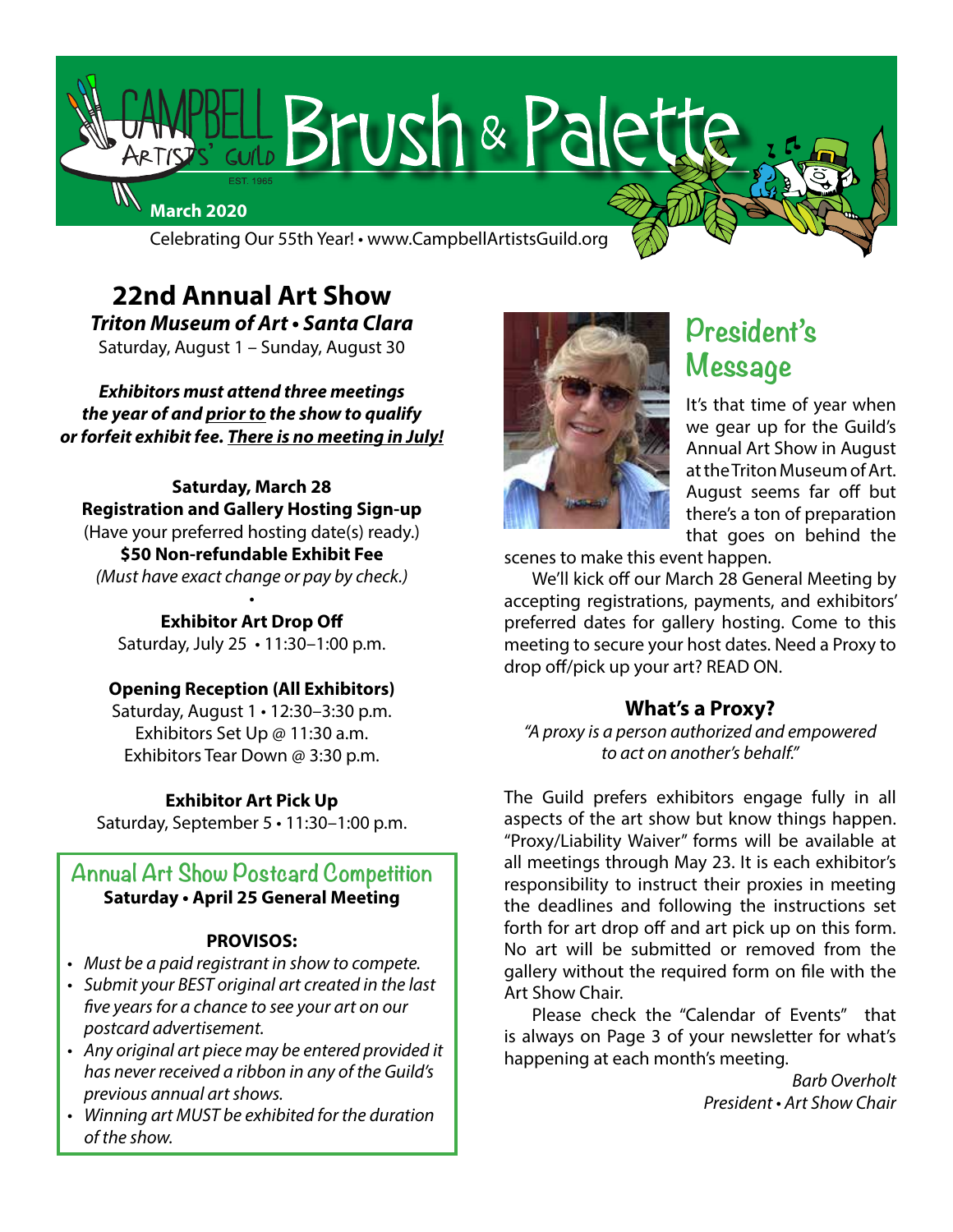# Campbell Artists' Guild Brush & Palette

EST. 1965

**March 2020**

Celebrating Our 55th Year! • www.CampbellArtistsGuild.org

## 22nd Annual Art Show

***Triton Museum of Art • Santa Clara***

Saturday, August 1 – Sunday, August 30

***Exhibitors must attend three meetings the year of and prior to the show to qualify or forfeit exhibit fee. There is no meeting in July!***

**Saturday, March 28**
**Registration and Gallery Hosting Sign-up**
(Have your preferred hosting date(s) ready.)
**$50 Non-refundable Exhibit Fee**
*(Must have exact change or pay by check.)*

•

**Exhibitor Art Drop Off**
Saturday, July 25 • 11:30–1:00 p.m.

**Opening Reception (All Exhibitors)**
Saturday, August 1 • 12:30–3:30 p.m.
Exhibitors Set Up @ 11:30 a.m.
Exhibitors Tear Down @ 3:30 p.m.

**Exhibitor Art Pick Up**
Saturday, September 5 • 11:30–1:00 p.m.

### Annual Art Show Postcard Competition

**Saturday • April 25 General Meeting**

**PROVISOS:**

- *Must be a paid registrant in show to compete.*
- *Submit your BEST original art created in the last five years for a chance to see your art on our postcard advertisement.*
- *Any original art piece may be entered provided it has never received a ribbon in any of the Guild's previous annual art shows.*
- *Winning art MUST be exhibited for the duration of the show.*

## President's Message

It's that time of year when we gear up for the Guild's Annual Art Show in August at the Triton Museum of Art. August seems far off but there's a ton of preparation that goes on behind the scenes to make this event happen.

We'll kick off our March 28 General Meeting by accepting registrations, payments, and exhibitors' preferred dates for gallery hosting. Come to this meeting to secure your host dates. Need a Proxy to drop off/pick up your art? READ ON.

### What's a Proxy?

*"A proxy is a person authorized and empowered to act on another's behalf."*

The Guild prefers exhibitors engage fully in all aspects of the art show but know things happen. "Proxy/Liability Waiver" forms will be available at all meetings through May 23. It is each exhibitor's responsibility to instruct their proxies in meeting the deadlines and following the instructions set forth for art drop off and art pick up on this form. No art will be submitted or removed from the gallery without the required form on file with the Art Show Chair.

Please check the "Calendar of Events" that is always on Page 3 of your newsletter for what's happening at each month's meeting.

*Barb Overholt*
*President • Art Show Chair*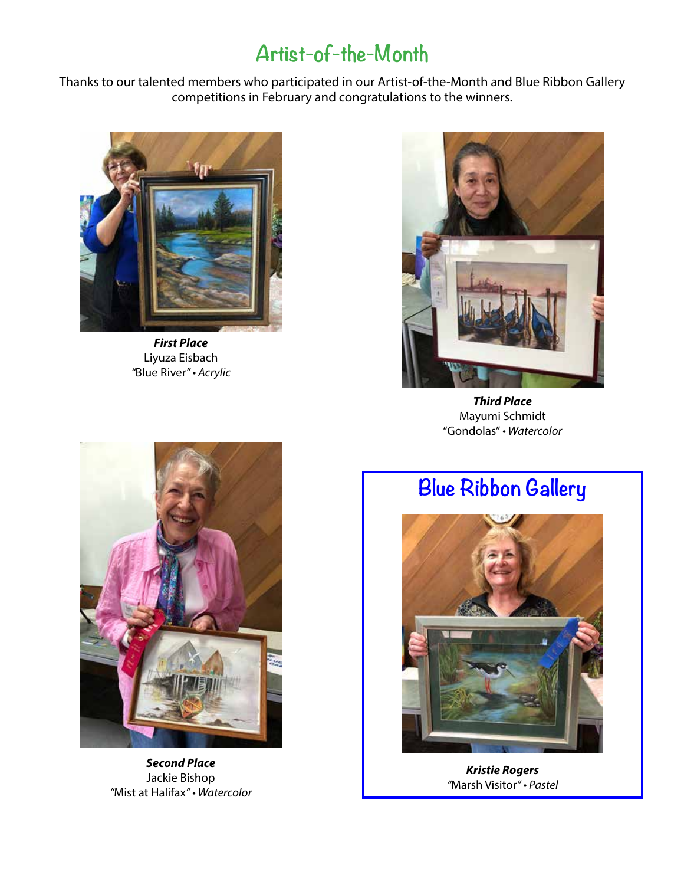# Artist-of-the-Month

Thanks to our talented members who participated in our Artist-of-the-Month and Blue Ribbon Gallery competitions in February and congratulations to the winners.

***First Place***
Liyuza Eisbach
"Blue River" • *Acrylic*

***Third Place***
Mayumi Schmidt
"Gondolas" • *Watercolor*

***Second Place***
Jackie Bishop
"Mist at Halifax" • *Watercolor*

## Blue Ribbon Gallery

***Kristie Rogers***
"Marsh Visitor" • *Pastel*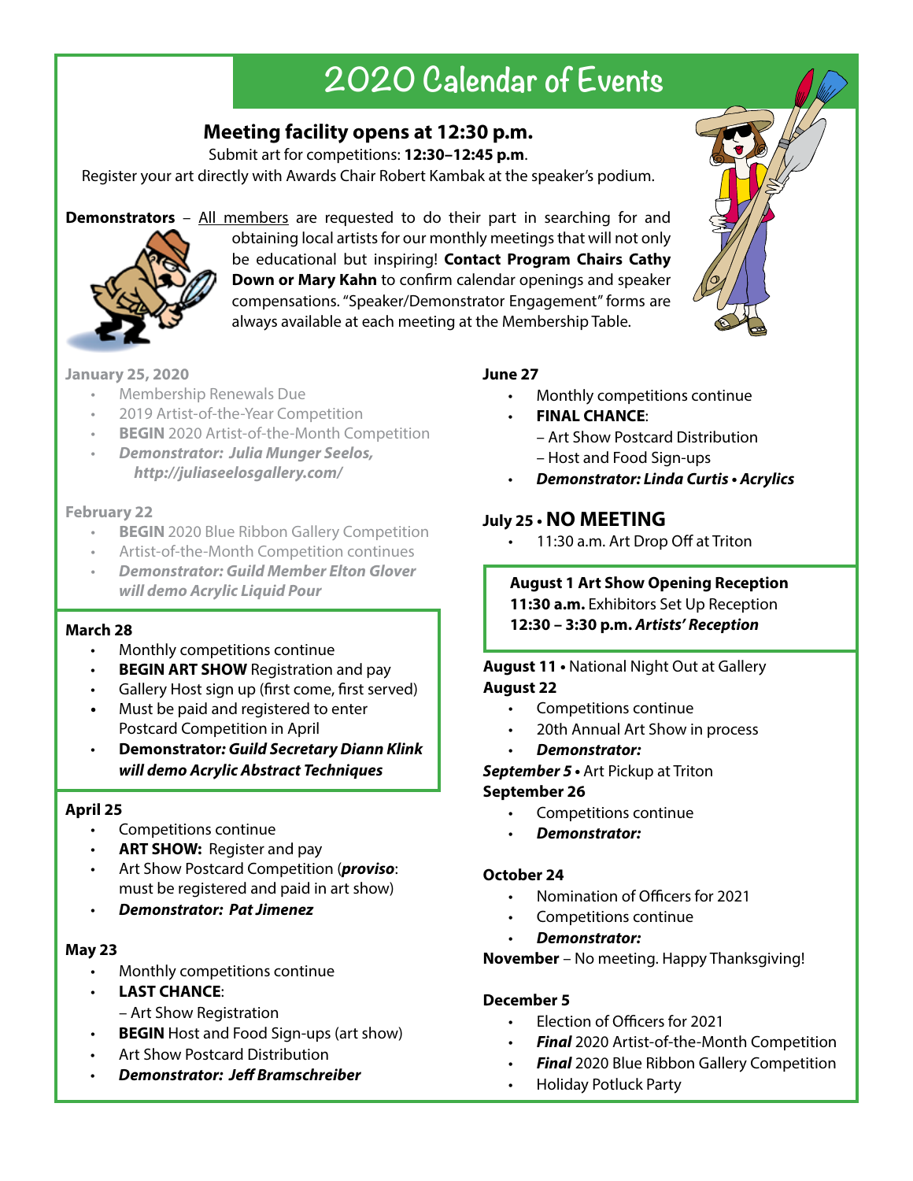# 2020 Calendar of Events

## Meeting facility opens at 12:30 p.m.

Submit art for competitions: **12:30–12:45 p.m**.

Register your art directly with Awards Chair Robert Kambak at the speaker's podium.

**Demonstrators** – All members are requested to do their part in searching for and obtaining local artists for our monthly meetings that will not only be educational but inspiring! **Contact Program Chairs Cathy Down or Mary Kahn** to confirm calendar openings and speaker compensations. "Speaker/Demonstrator Engagement" forms are always available at each meeting at the Membership Table.

**January 25, 2020**

- Membership Renewals Due
- 2019 Artist-of-the-Year Competition
- **BEGIN** 2020 Artist-of-the-Month Competition
- ***Demonstrator: Julia Munger Seelos, http://juliaseelosgallery.com/***

**February 22**

- **BEGIN** 2020 Blue Ribbon Gallery Competition
- Artist-of-the-Month Competition continues
- ***Demonstrator: Guild Member Elton Glover will demo Acrylic Liquid Pour***

**March 28**

- Monthly competitions continue
- **BEGIN ART SHOW** Registration and pay
- Gallery Host sign up (first come, first served)
- Must be paid and registered to enter Postcard Competition in April
- **Demonstrator: *Guild Secretary Diann Klink will demo Acrylic Abstract Techniques***

**April 25**

- Competitions continue
- **ART SHOW:** Register and pay
- Art Show Postcard Competition (***proviso***: must be registered and paid in art show)
- ***Demonstrator: Pat Jimenez***

**May 23**

- Monthly competitions continue
- **LAST CHANCE**:
  – Art Show Registration
- **BEGIN** Host and Food Sign-ups (art show)
- Art Show Postcard Distribution
- ***Demonstrator: Jeff Bramschreiber***

**June 27**

- Monthly competitions continue
- **FINAL CHANCE**:
  – Art Show Postcard Distribution
  – Host and Food Sign-ups
- ***Demonstrator: Linda Curtis • Acrylics***

**July 25 • NO MEETING**

- 11:30 a.m. Art Drop Off at Triton

**August 1 Art Show Opening Reception**
**11:30 a.m.** Exhibitors Set Up Reception
**12:30 – 3:30 p.m. *Artists' Reception***

**August 11 •** National Night Out at Gallery

**August 22**

- Competitions continue
- 20th Annual Art Show in process
- ***Demonstrator:***

***September 5* •** Art Pickup at Triton

**September 26**

- Competitions continue
- ***Demonstrator:***

**October 24**

- Nomination of Officers for 2021
- Competitions continue
- ***Demonstrator:***

**November** – No meeting. Happy Thanksgiving!

**December 5**

- Election of Officers for 2021
- ***Final*** 2020 Artist-of-the-Month Competition
- ***Final*** 2020 Blue Ribbon Gallery Competition
- Holiday Potluck Party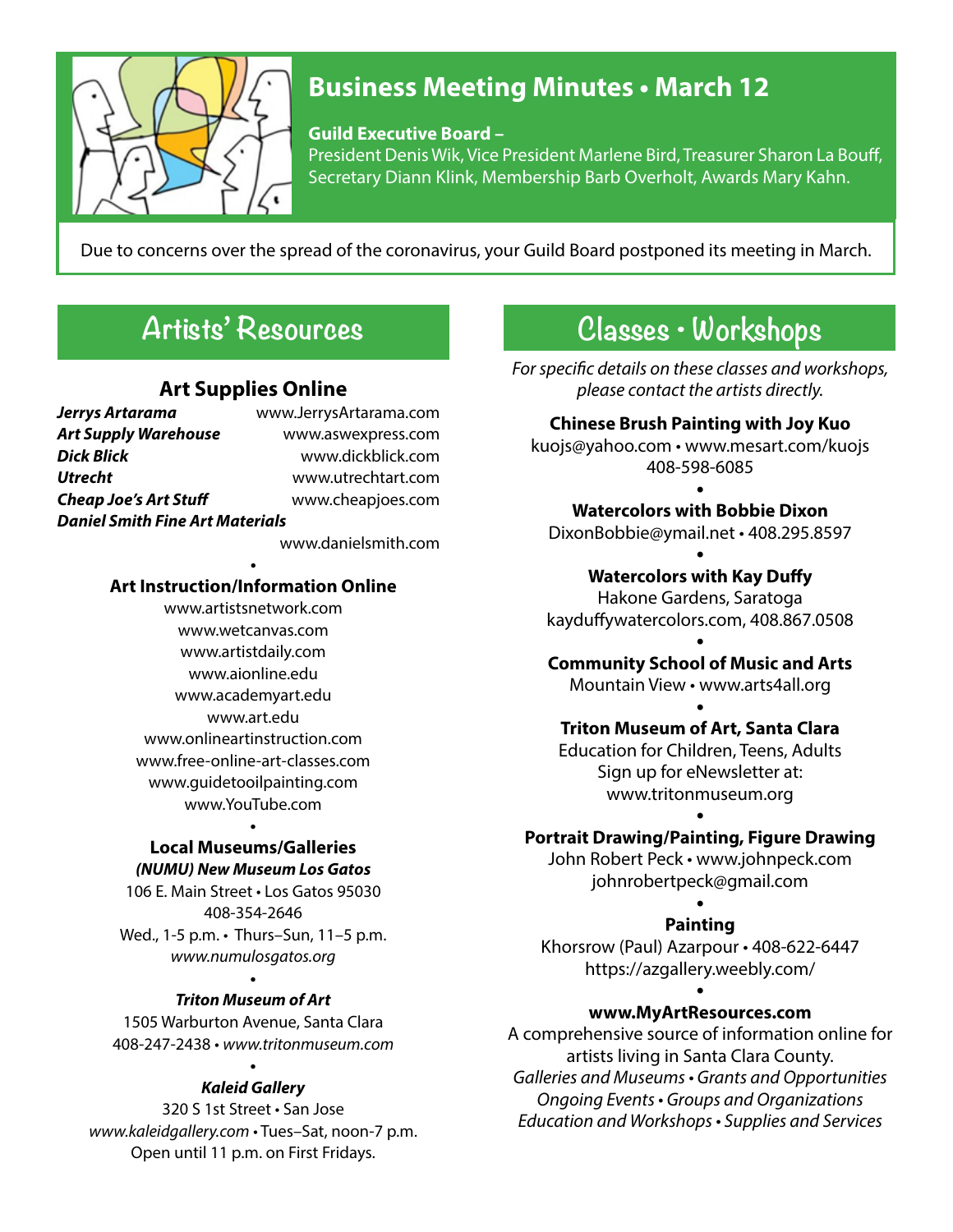# Business Meeting Minutes • March 12

**Guild Executive Board –**
President Denis Wik, Vice President Marlene Bird, Treasurer Sharon La Bouff, Secretary Diann Klink, Membership Barb Overholt, Awards Mary Kahn.

Due to concerns over the spread of the coronavirus, your Guild Board postponed its meeting in March.

## Artists' Resources

### Art Supplies Online

***Jerrys Artarama*** www.JerrysArtarama.com
***Art Supply Warehouse*** www.aswexpress.com
***Dick Blick*** www.dickblick.com
***Utrecht*** www.utrechtart.com
***Cheap Joe's Art Stuff*** www.cheapjoes.com
***Daniel Smith Fine Art Materials*** www.danielsmith.com

•

### Art Instruction/Information Online

www.artistsnetwork.com
www.wetcanvas.com
www.artistdaily.com
www.aionline.edu
www.academyart.edu
www.art.edu
www.onlineartinstruction.com
www.free-online-art-classes.com
www.guidetooilpainting.com
www.YouTube.com

•

### Local Museums/Galleries

***(NUMU) New Museum Los Gatos***
106 E. Main Street • Los Gatos 95030
408-354-2646
Wed., 1-5 p.m. • Thurs–Sun, 11–5 p.m.
*www.numulosgatos.org*

•

***Triton Museum of Art***
1505 Warburton Avenue, Santa Clara
408-247-2438 • *www.tritonmuseum.com*

•

***Kaleid Gallery***
320 S 1st Street • San Jose
*www.kaleidgallery.com* • Tues–Sat, noon-7 p.m.
Open until 11 p.m. on First Fridays.

## Classes • Workshops

*For specific details on these classes and workshops, please contact the artists directly.*

**Chinese Brush Painting with Joy Kuo**
kuojs@yahoo.com • www.mesart.com/kuojs
408-598-6085

•

**Watercolors with Bobbie Dixon**
DixonBobbie@ymail.net • 408.295.8597

•

**Watercolors with Kay Duffy**
Hakone Gardens, Saratoga
kayduffywatercolors.com, 408.867.0508

•

**Community School of Music and Arts**
Mountain View • www.arts4all.org

•

**Triton Museum of Art, Santa Clara**
Education for Children, Teens, Adults
Sign up for eNewsletter at:
www.tritonmuseum.org

•

**Portrait Drawing/Painting, Figure Drawing**
John Robert Peck • www.johnpeck.com
johnrobertpeck@gmail.com

•

**Painting**
Khorsrow (Paul) Azarpour • 408-622-6447
https://azgallery.weebly.com/

•

**www.MyArtResources.com**
A comprehensive source of information online for artists living in Santa Clara County.
*Galleries and Museums • Grants and Opportunities*
*Ongoing Events • Groups and Organizations*
*Education and Workshops • Supplies and Services*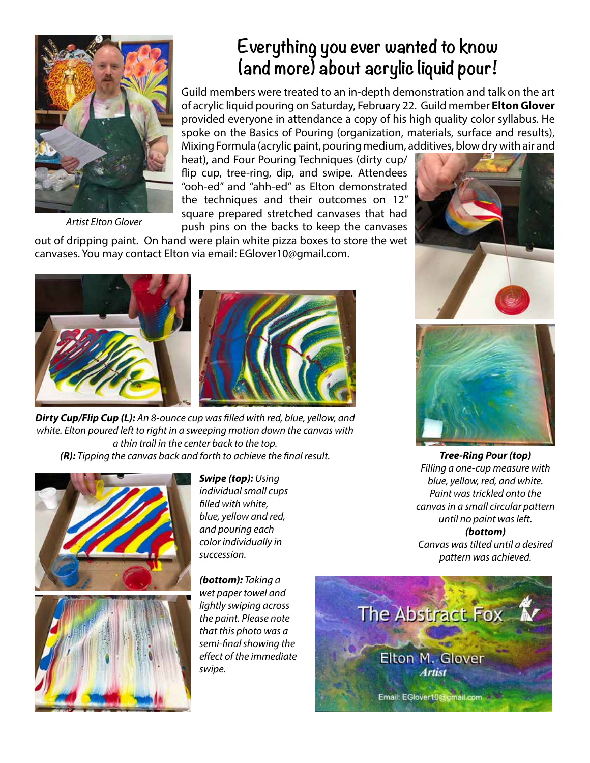# Everything you ever wanted to know (and more) about acrylic liquid pour!

Artist Elton Glover

Guild members were treated to an in-depth demonstration and talk on the art of acrylic liquid pouring on Saturday, February 22. Guild member **Elton Glover** provided everyone in attendance a copy of his high quality color syllabus. He spoke on the Basics of Pouring (organization, materials, surface and results), Mixing Formula (acrylic paint, pouring medium, additives, blow dry with air and heat), and Four Pouring Techniques (dirty cup/ flip cup, tree-ring, dip, and swipe. Attendees "ooh-ed" and "ahh-ed" as Elton demonstrated the techniques and their outcomes on 12" square prepared stretched canvases that had push pins on the backs to keep the canvases out of dripping paint. On hand were plain white pizza boxes to store the wet canvases. You may contact Elton via email: EGlover10@gmail.com.

***Dirty Cup/Flip Cup (L):*** *An 8-ounce cup was filled with red, blue, yellow, and white. Elton poured left to right in a sweeping motion down the canvas with a thin trail in the center back to the top.*
***(R):*** *Tipping the canvas back and forth to achieve the final result.*

***Tree-Ring Pour (top)***
*Filling a one-cup measure with blue, yellow, red, and white. Paint was trickled onto the canvas in a small circular pattern until no paint was left.*
***(bottom)***
*Canvas was tilted until a desired pattern was achieved.*

***Swipe (top):*** *Using individual small cups filled with white, blue, yellow and red, and pouring each color individually in succession.*

***(bottom):*** *Taking a wet paper towel and lightly swiping across the paint. Please note that this photo was a semi-final showing the effect of the immediate swipe.*

The Abstract Fox
Elton M. Glover
Artist
Email: EGlover10@gmail.com